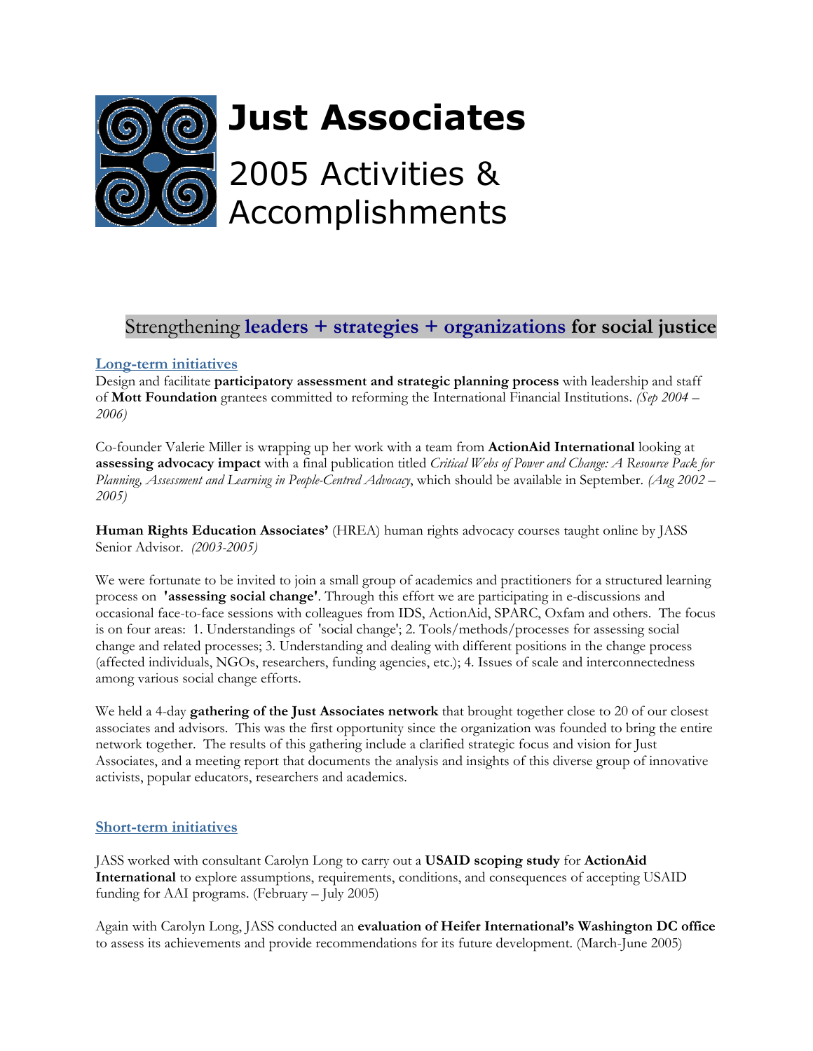# Just Associates

## 2005 Activities & Accomplishments

### Strengthening **leaders + strategies + organizations for social justice**

#### Long-term initiatives

Design and facilitate **participatory assessment and strategic planning process** with leadership and staff of **Mott Foundation** grantees committed to reforming the International Financial Institutions. *(Sep 2004 – 2006)*

Co-founder Valerie Miller is wrapping up her work with a team from **ActionAid International** looking at **assessing advocacy impact** with a final publication titled *Critical Webs of Power and Change: A Resource Pack for Planning, Assessment and Learning in People-Centred Advocacy*, which should be available in September. *(Aug 2002 – 2005)*

**Human Rights Education Associates'** (HREA) human rights advocacy courses taught online by JASS Senior Advisor. *(2003-2005)*

We were fortunate to be invited to join a small group of academics and practitioners for a structured learning process on **'assessing social change'**. Through this effort we are participating in e-discussions and occasional face-to-face sessions with colleagues from IDS, ActionAid, SPARC, Oxfam and others. The focus is on four areas: 1. Understandings of 'social change'; 2. Tools/methods/processes for assessing social change and related processes; 3. Understanding and dealing with different positions in the change process (affected individuals, NGOs, researchers, funding agencies, etc.); 4. Issues of scale and interconnectedness among various social change efforts.

We held a 4-day **gathering of the Just Associates network** that brought together close to 20 of our closest associates and advisors. This was the first opportunity since the organization was founded to bring the entire network together. The results of this gathering include a clarified strategic focus and vision for Just Associates, and a meeting report that documents the analysis and insights of this diverse group of innovative activists, popular educators, researchers and academics.

#### Short-term initiatives

JASS worked with consultant Carolyn Long to carry out a **USAID scoping study** for **ActionAid International** to explore assumptions, requirements, conditions, and consequences of accepting USAID funding for AAI programs. (February – July 2005)

Again with Carolyn Long, JASS conducted an **evaluation of Heifer International's Washington DC office** to assess its achievements and provide recommendations for its future development. (March-June 2005)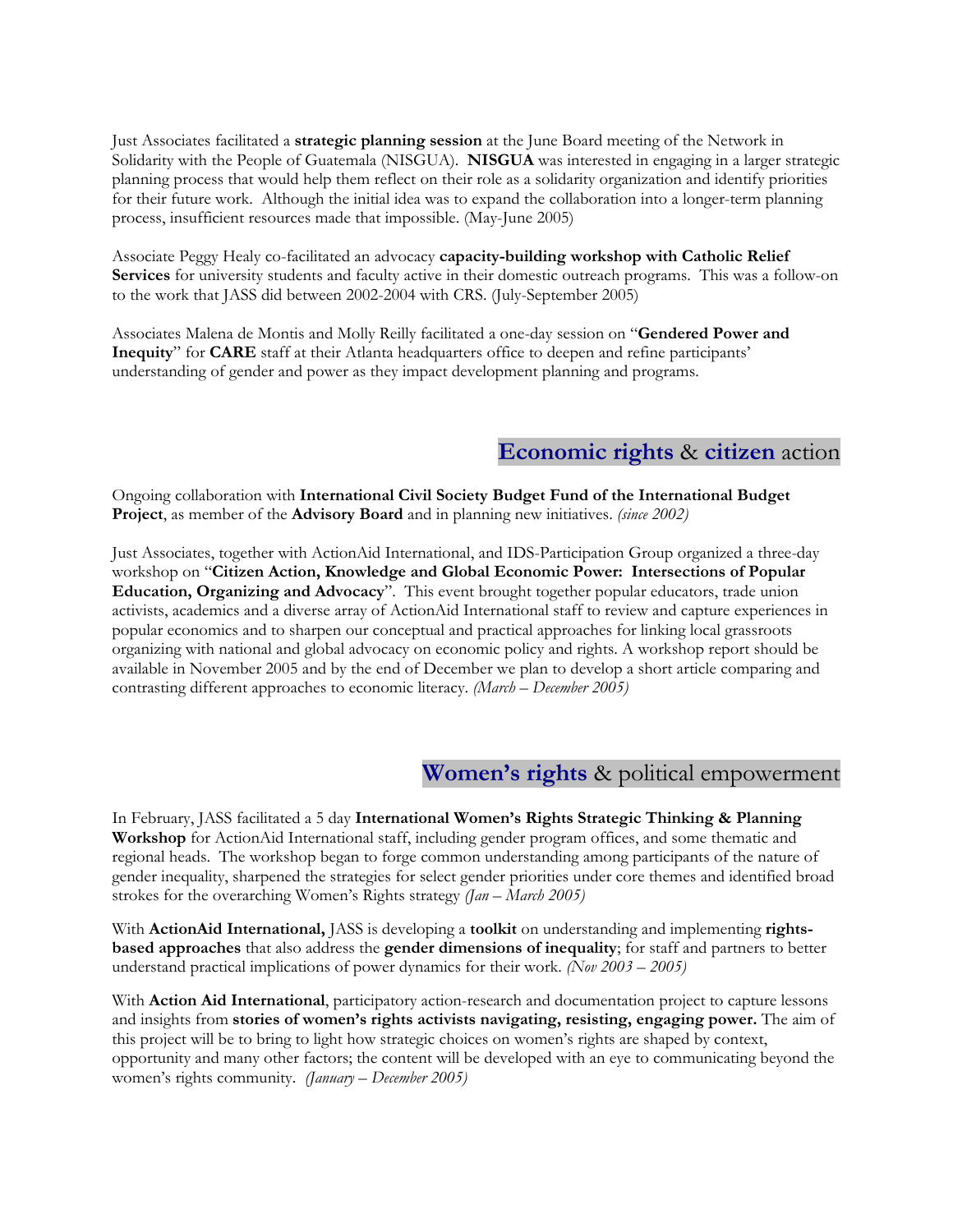Just Associates facilitated a **strategic planning session** at the June Board meeting of the Network in Solidarity with the People of Guatemala (NISGUA). **NISGUA** was interested in engaging in a larger strategic planning process that would help them reflect on their role as a solidarity organization and identify priorities for their future work. Although the initial idea was to expand the collaboration into a longer-term planning process, insufficient resources made that impossible. (May-June 2005)

Associate Peggy Healy co-facilitated an advocacy **capacity-building workshop with Catholic Relief Services** for university students and faculty active in their domestic outreach programs. This was a follow-on to the work that JASS did between 2002-2004 with CRS. (July-September 2005)

Associates Malena de Montis and Molly Reilly facilitated a one-day session on "**Gendered Power and Inequity**" for **CARE** staff at their Atlanta headquarters office to deepen and refine participants' understanding of gender and power as they impact development planning and programs.

## Economic rights & citizen action

Ongoing collaboration with **International Civil Society Budget Fund of the International Budget Project**, as member of the **Advisory Board** and in planning new initiatives. *(since 2002)*

Just Associates, together with ActionAid International, and IDS-Participation Group organized a three-day workshop on "**Citizen Action, Knowledge and Global Economic Power: Intersections of Popular Education, Organizing and Advocacy**". This event brought together popular educators, trade union activists, academics and a diverse array of ActionAid International staff to review and capture experiences in popular economics and to sharpen our conceptual and practical approaches for linking local grassroots organizing with national and global advocacy on economic policy and rights. A workshop report should be available in November 2005 and by the end of December we plan to develop a short article comparing and contrasting different approaches to economic literacy. *(March – December 2005)*

## Women's rights & political empowerment

In February, JASS facilitated a 5 day **International Women's Rights Strategic Thinking & Planning Workshop** for ActionAid International staff, including gender program offices, and some thematic and regional heads. The workshop began to forge common understanding among participants of the nature of gender inequality, sharpened the strategies for select gender priorities under core themes and identified broad strokes for the overarching Women's Rights strategy *(Jan – March 2005)*

With **ActionAid International,** JASS is developing a **toolkit** on understanding and implementing **rights-based approaches** that also address the **gender dimensions of inequality**; for staff and partners to better understand practical implications of power dynamics for their work. *(Nov 2003 – 2005)*

With **Action Aid International**, participatory action-research and documentation project to capture lessons and insights from **stories of women's rights activists navigating, resisting, engaging power.** The aim of this project will be to bring to light how strategic choices on women's rights are shaped by context, opportunity and many other factors; the content will be developed with an eye to communicating beyond the women's rights community. *(January – December 2005)*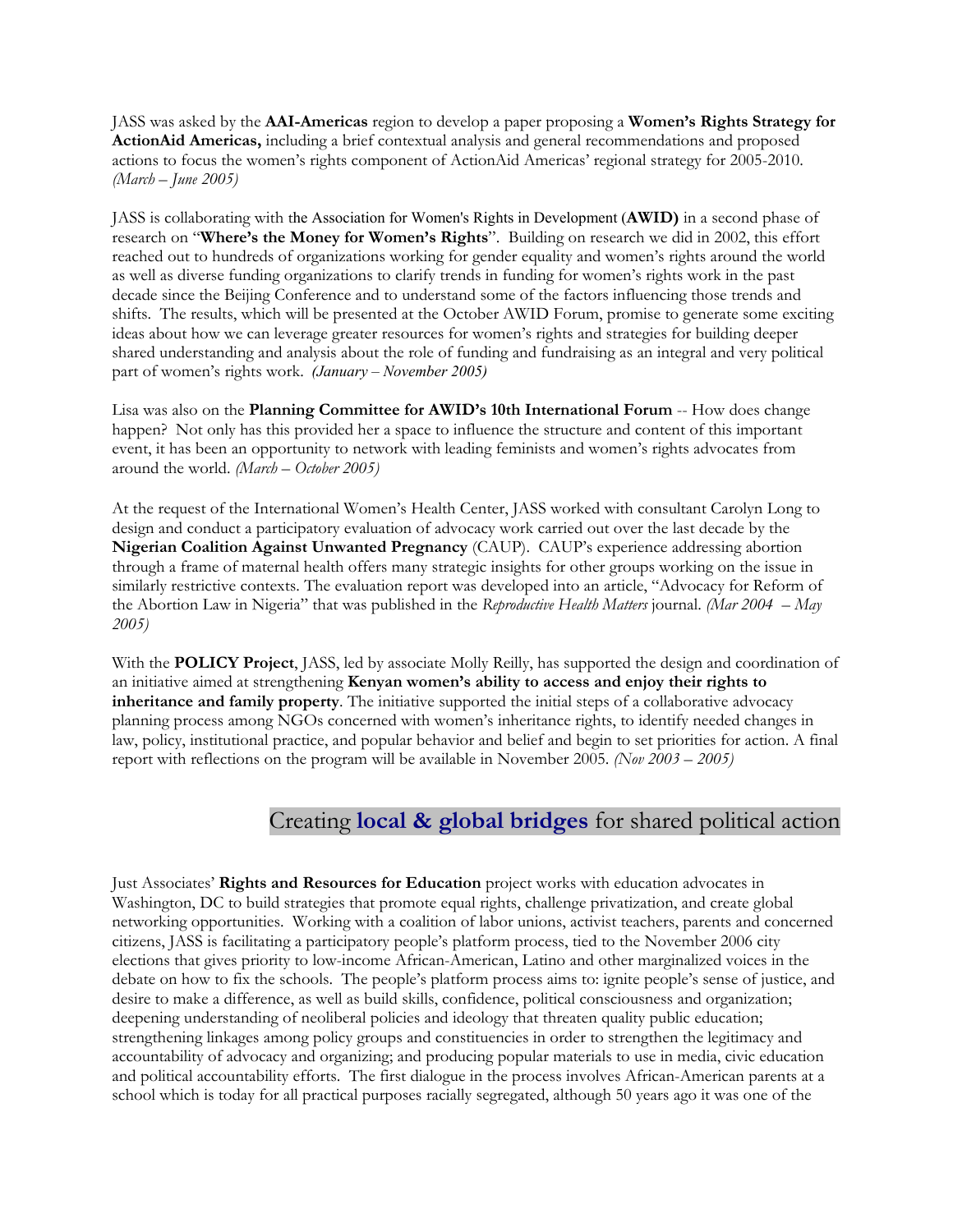JASS was asked by the **AAI-Americas** region to develop a paper proposing a **Women's Rights Strategy for ActionAid Americas,** including a brief contextual analysis and general recommendations and proposed actions to focus the women's rights component of ActionAid Americas' regional strategy for 2005-2010. *(March – June 2005)*

JASS is collaborating with the Association for Women's Rights in Development (**AWID)** in a second phase of research on "**Where's the Money for Women's Rights**". Building on research we did in 2002, this effort reached out to hundreds of organizations working for gender equality and women's rights around the world as well as diverse funding organizations to clarify trends in funding for women's rights work in the past decade since the Beijing Conference and to understand some of the factors influencing those trends and shifts. The results, which will be presented at the October AWID Forum, promise to generate some exciting ideas about how we can leverage greater resources for women's rights and strategies for building deeper shared understanding and analysis about the role of funding and fundraising as an integral and very political part of women's rights work. *(January – November 2005)*

Lisa was also on the **Planning Committee for AWID's 10th International Forum** -- How does change happen? Not only has this provided her a space to influence the structure and content of this important event, it has been an opportunity to network with leading feminists and women's rights advocates from around the world. *(March – October 2005)*

At the request of the International Women's Health Center, JASS worked with consultant Carolyn Long to design and conduct a participatory evaluation of advocacy work carried out over the last decade by the **Nigerian Coalition Against Unwanted Pregnancy** (CAUP). CAUP's experience addressing abortion through a frame of maternal health offers many strategic insights for other groups working on the issue in similarly restrictive contexts. The evaluation report was developed into an article, "Advocacy for Reform of the Abortion Law in Nigeria" that was published in the *Reproductive Health Matters* journal. *(Mar 2004 – May 2005)*

With the **POLICY Project**, JASS, led by associate Molly Reilly, has supported the design and coordination of an initiative aimed at strengthening **Kenyan women's ability to access and enjoy their rights to inheritance and family property**. The initiative supported the initial steps of a collaborative advocacy planning process among NGOs concerned with women's inheritance rights, to identify needed changes in law, policy, institutional practice, and popular behavior and belief and begin to set priorities for action. A final report with reflections on the program will be available in November 2005. *(Nov 2003 – 2005)*

## Creating **local & global bridges** for shared political action

Just Associates' **Rights and Resources for Education** project works with education advocates in Washington, DC to build strategies that promote equal rights, challenge privatization, and create global networking opportunities. Working with a coalition of labor unions, activist teachers, parents and concerned citizens, JASS is facilitating a participatory people's platform process, tied to the November 2006 city elections that gives priority to low-income African-American, Latino and other marginalized voices in the debate on how to fix the schools. The people's platform process aims to: ignite people's sense of justice, and desire to make a difference, as well as build skills, confidence, political consciousness and organization; deepening understanding of neoliberal policies and ideology that threaten quality public education; strengthening linkages among policy groups and constituencies in order to strengthen the legitimacy and accountability of advocacy and organizing; and producing popular materials to use in media, civic education and political accountability efforts. The first dialogue in the process involves African-American parents at a school which is today for all practical purposes racially segregated, although 50 years ago it was one of the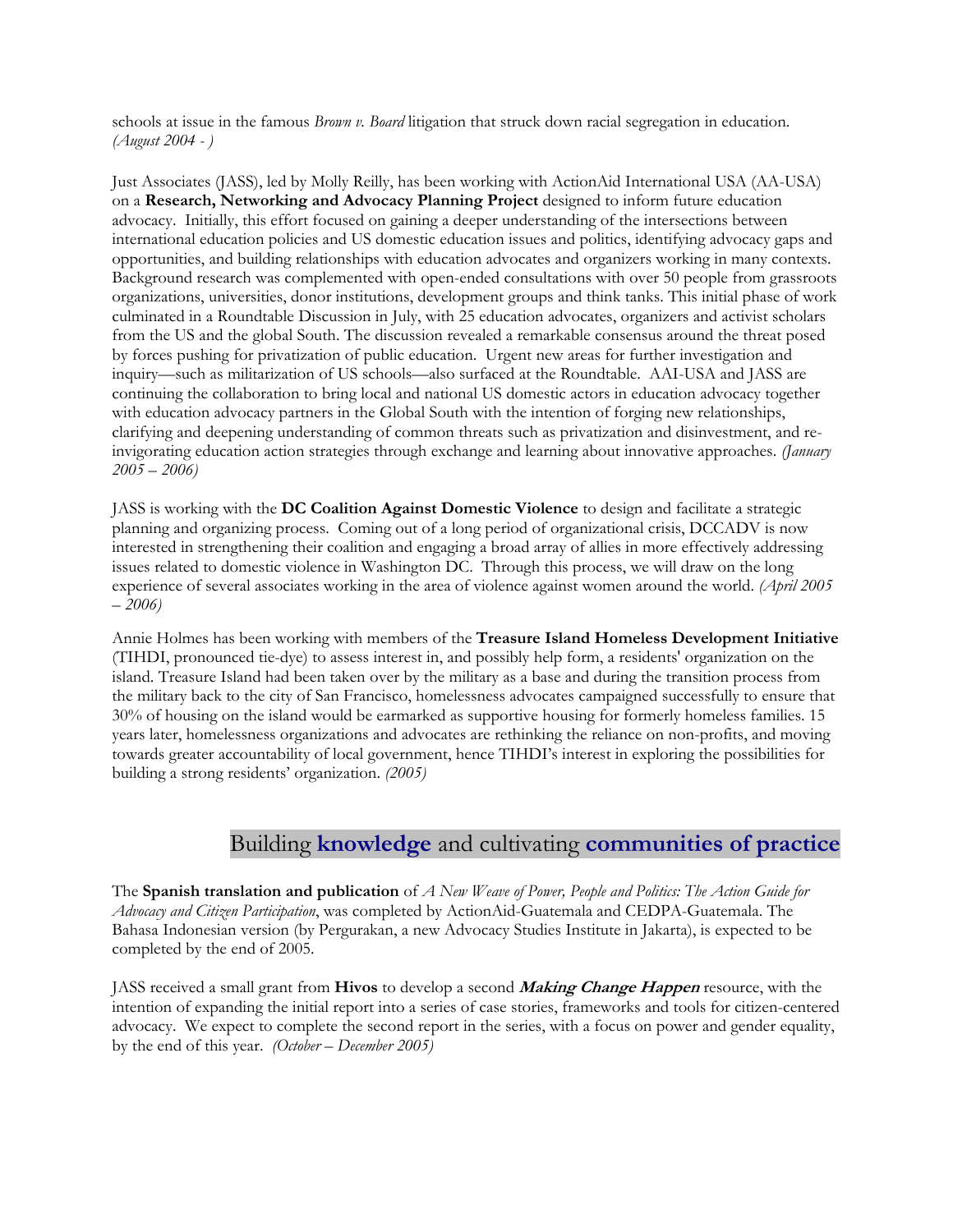schools at issue in the famous *Brown v. Board* litigation that struck down racial segregation in education. *(August 2004 - )*

Just Associates (JASS), led by Molly Reilly, has been working with ActionAid International USA (AA-USA) on a **Research, Networking and Advocacy Planning Project** designed to inform future education advocacy. Initially, this effort focused on gaining a deeper understanding of the intersections between international education policies and US domestic education issues and politics, identifying advocacy gaps and opportunities, and building relationships with education advocates and organizers working in many contexts. Background research was complemented with open-ended consultations with over 50 people from grassroots organizations, universities, donor institutions, development groups and think tanks. This initial phase of work culminated in a Roundtable Discussion in July, with 25 education advocates, organizers and activist scholars from the US and the global South. The discussion revealed a remarkable consensus around the threat posed by forces pushing for privatization of public education. Urgent new areas for further investigation and inquiry—such as militarization of US schools—also surfaced at the Roundtable. AAI-USA and JASS are continuing the collaboration to bring local and national US domestic actors in education advocacy together with education advocacy partners in the Global South with the intention of forging new relationships, clarifying and deepening understanding of common threats such as privatization and disinvestment, and re-invigorating education action strategies through exchange and learning about innovative approaches. *(January 2005 – 2006)*

JASS is working with the **DC Coalition Against Domestic Violence** to design and facilitate a strategic planning and organizing process. Coming out of a long period of organizational crisis, DCCADV is now interested in strengthening their coalition and engaging a broad array of allies in more effectively addressing issues related to domestic violence in Washington DC. Through this process, we will draw on the long experience of several associates working in the area of violence against women around the world. *(April 2005 – 2006)*

Annie Holmes has been working with members of the **Treasure Island Homeless Development Initiative** (TIHDI, pronounced tie-dye) to assess interest in, and possibly help form, a residents' organization on the island. Treasure Island had been taken over by the military as a base and during the transition process from the military back to the city of San Francisco, homelessness advocates campaigned successfully to ensure that 30% of housing on the island would be earmarked as supportive housing for formerly homeless families. 15 years later, homelessness organizations and advocates are rethinking the reliance on non-profits, and moving towards greater accountability of local government, hence TIHDI's interest in exploring the possibilities for building a strong residents' organization. *(2005)*

## Building **knowledge** and cultivating **communities of practice**

The **Spanish translation and publication** of *A New Weave of Power, People and Politics: The Action Guide for Advocacy and Citizen Participation*, was completed by ActionAid-Guatemala and CEDPA-Guatemala. The Bahasa Indonesian version (by Pergurakan, a new Advocacy Studies Institute in Jakarta), is expected to be completed by the end of 2005.

JASS received a small grant from **Hivos** to develop a second ***Making Change Happen*** resource, with the intention of expanding the initial report into a series of case stories, frameworks and tools for citizen-centered advocacy. We expect to complete the second report in the series, with a focus on power and gender equality, by the end of this year. *(October – December 2005)*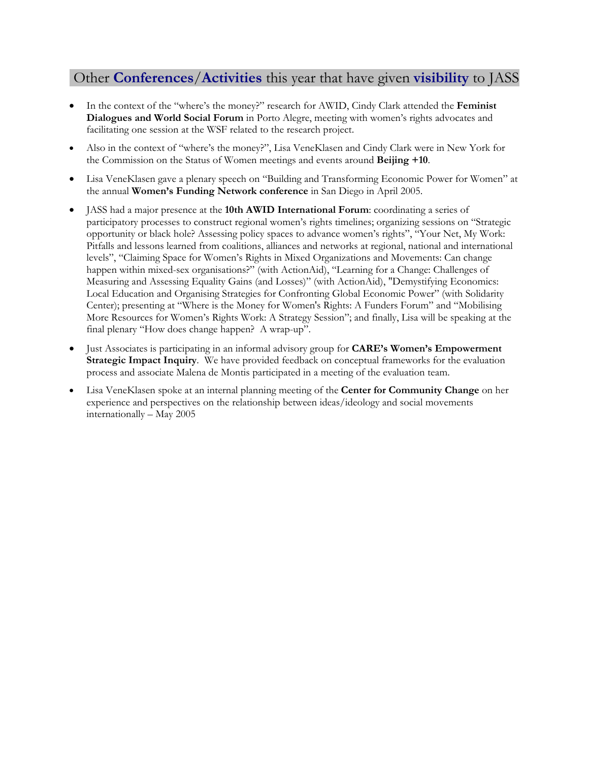## Other **Conferences**/**Activities** this year that have given **visibility** to JASS

- In the context of the "where's the money?" research for AWID, Cindy Clark attended the **Feminist Dialogues and World Social Forum** in Porto Alegre, meeting with women's rights advocates and facilitating one session at the WSF related to the research project.
- Also in the context of "where's the money?", Lisa VeneKlasen and Cindy Clark were in New York for the Commission on the Status of Women meetings and events around **Beijing +10**.
- Lisa VeneKlasen gave a plenary speech on "Building and Transforming Economic Power for Women" at the annual **Women's Funding Network conference** in San Diego in April 2005.
- JASS had a major presence at the **10th AWID International Forum**: coordinating a series of participatory processes to construct regional women's rights timelines; organizing sessions on "Strategic opportunity or black hole? Assessing policy spaces to advance women's rights", "Your Net, My Work: Pitfalls and lessons learned from coalitions, alliances and networks at regional, national and international levels", "Claiming Space for Women's Rights in Mixed Organizations and Movements: Can change happen within mixed-sex organisations?" (with ActionAid), "Learning for a Change: Challenges of Measuring and Assessing Equality Gains (and Losses)" (with ActionAid), "Demystifying Economics: Local Education and Organising Strategies for Confronting Global Economic Power" (with Solidarity Center); presenting at "Where is the Money for Women's Rights: A Funders Forum" and "Mobilising More Resources for Women's Rights Work: A Strategy Session"; and finally, Lisa will be speaking at the final plenary "How does change happen? A wrap-up".
- Just Associates is participating in an informal advisory group for **CARE's Women's Empowerment Strategic Impact Inquiry**. We have provided feedback on conceptual frameworks for the evaluation process and associate Malena de Montis participated in a meeting of the evaluation team.
- Lisa VeneKlasen spoke at an internal planning meeting of the **Center for Community Change** on her experience and perspectives on the relationship between ideas/ideology and social movements internationally – May 2005